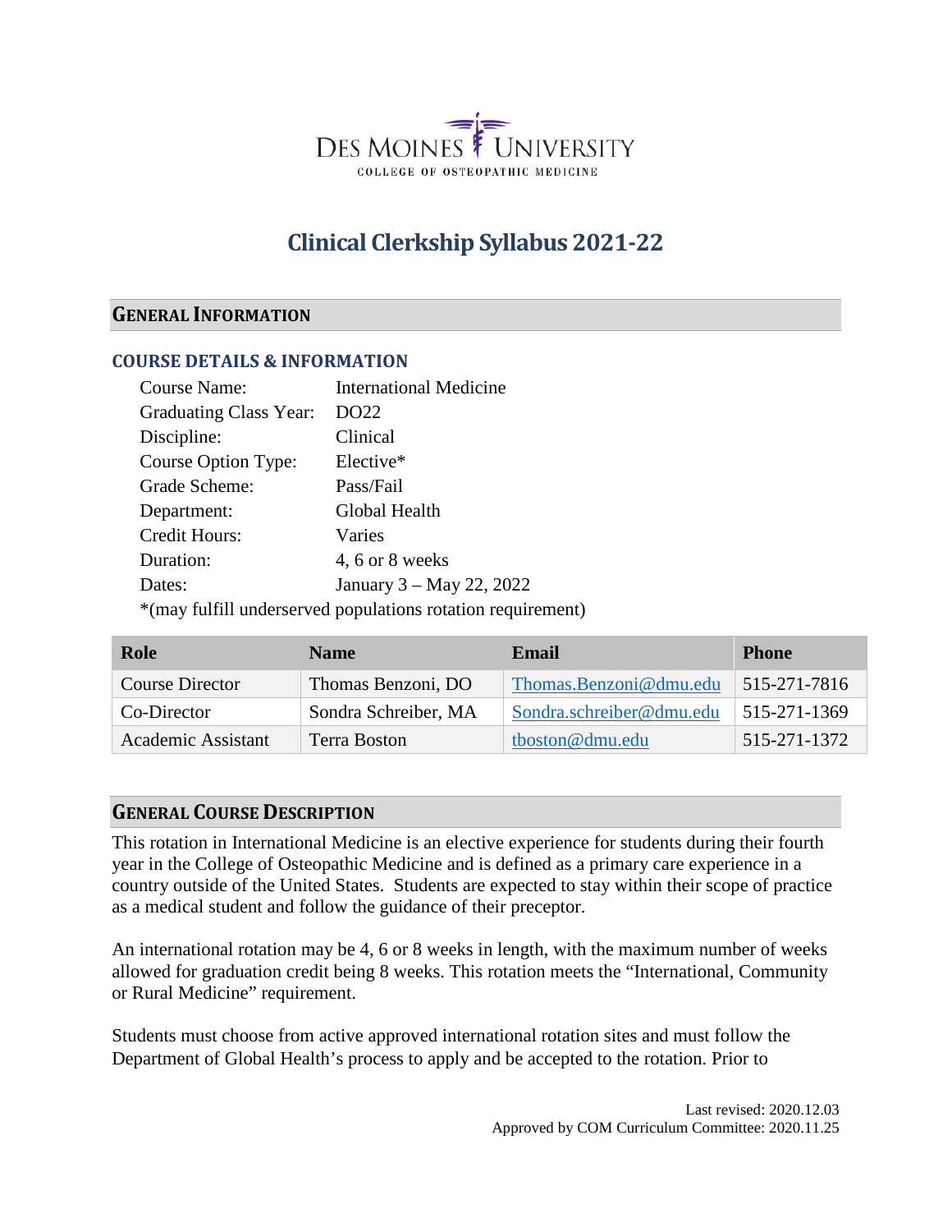DES MOINES UNIVERSITY
COLLEGE OF OSTEOPATHIC MEDICINE

# Clinical Clerkship Syllabus 2021-22

## GENERAL INFORMATION

### COURSE DETAILS & INFORMATION

| | |
|---|---|
| Course Name: | International Medicine |
| Graduating Class Year: | DO22 |
| Discipline: | Clinical |
| Course Option Type: | Elective* |
| Grade Scheme: | Pass/Fail |
| Department: | Global Health |
| Credit Hours: | Varies |
| Duration: | 4, 6 or 8 weeks |
| Dates: | January 3 – May 22, 2022 |

*(may fulfill underserved populations rotation requirement)

| Role | Name | Email | Phone |
|---|---|---|---|
| Course Director | Thomas Benzoni, DO | Thomas.Benzoni@dmu.edu | 515-271-7816 |
| Co-Director | Sondra Schreiber, MA | Sondra.schreiber@dmu.edu | 515-271-1369 |
| Academic Assistant | Terra Boston | tboston@dmu.edu | 515-271-1372 |

## GENERAL COURSE DESCRIPTION

This rotation in International Medicine is an elective experience for students during their fourth year in the College of Osteopathic Medicine and is defined as a primary care experience in a country outside of the United States. Students are expected to stay within their scope of practice as a medical student and follow the guidance of their preceptor.

An international rotation may be 4, 6 or 8 weeks in length, with the maximum number of weeks allowed for graduation credit being 8 weeks. This rotation meets the "International, Community or Rural Medicine" requirement.

Students must choose from active approved international rotation sites and must follow the Department of Global Health's process to apply and be accepted to the rotation. Prior to

Last revised: 2020.12.03
Approved by COM Curriculum Committee: 2020.11.25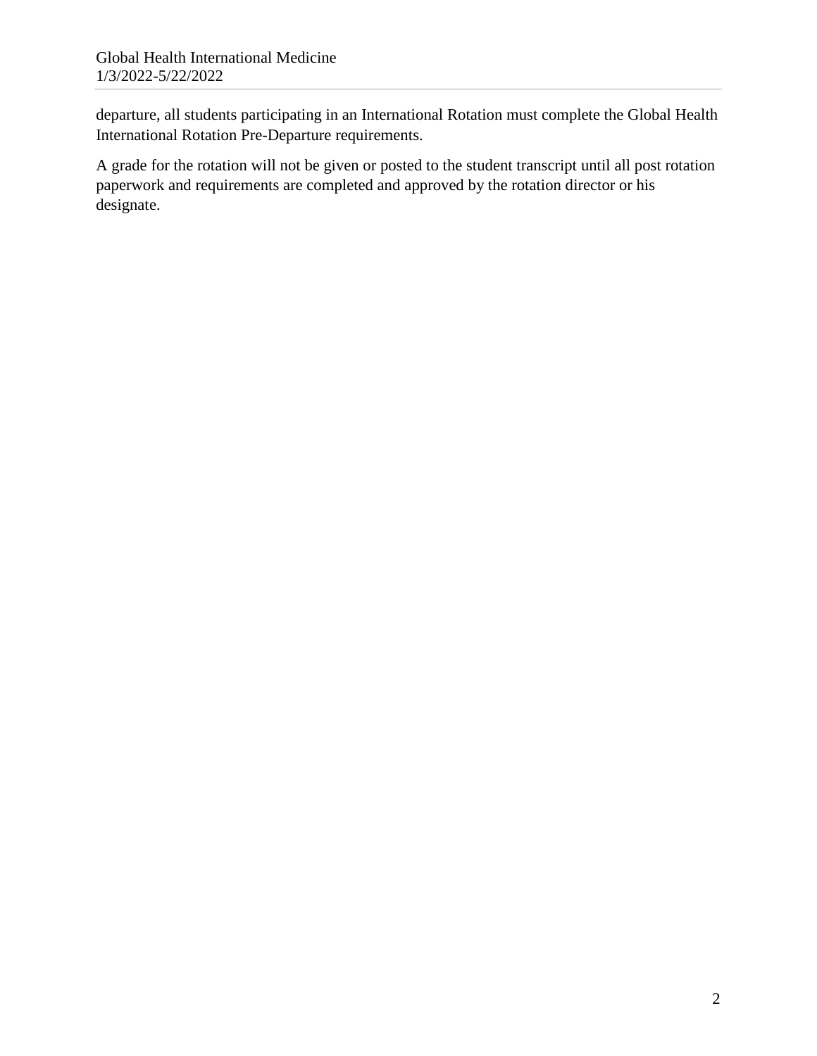departure, all students participating in an International Rotation must complete the Global Health International Rotation Pre-Departure requirements.

A grade for the rotation will not be given or posted to the student transcript until all post rotation paperwork and requirements are completed and approved by the rotation director or his designate.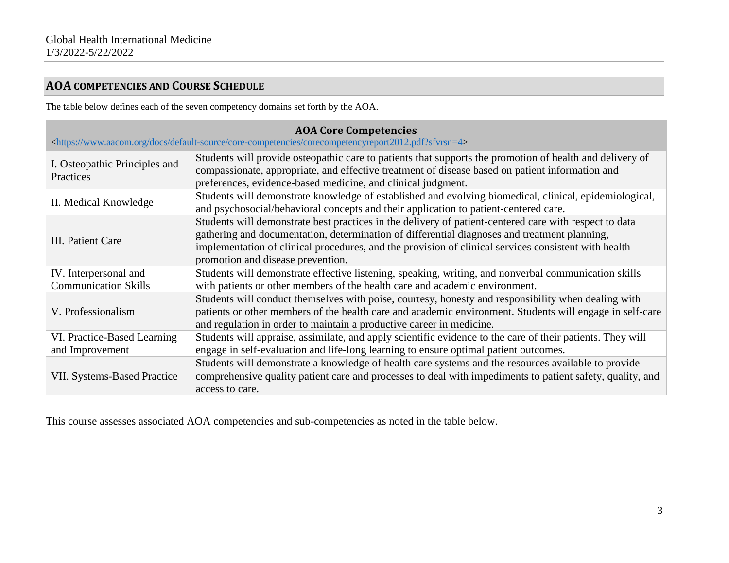## AOA COMPETENCIES AND COURSE SCHEDULE

The table below defines each of the seven competency domains set forth by the AOA.

| AOA Core Competencies <https://www.aacom.org/docs/default-source/core-competencies/corecompetencyreport2012.pdf?sfvrsn=4> | |
|---|---|
| I. Osteopathic Principles and Practices | Students will provide osteopathic care to patients that supports the promotion of health and delivery of compassionate, appropriate, and effective treatment of disease based on patient information and preferences, evidence-based medicine, and clinical judgment. |
| II. Medical Knowledge | Students will demonstrate knowledge of established and evolving biomedical, clinical, epidemiological, and psychosocial/behavioral concepts and their application to patient-centered care. |
| III. Patient Care | Students will demonstrate best practices in the delivery of patient-centered care with respect to data gathering and documentation, determination of differential diagnoses and treatment planning, implementation of clinical procedures, and the provision of clinical services consistent with health promotion and disease prevention. |
| IV. Interpersonal and Communication Skills | Students will demonstrate effective listening, speaking, writing, and nonverbal communication skills with patients or other members of the health care and academic environment. |
| V. Professionalism | Students will conduct themselves with poise, courtesy, honesty and responsibility when dealing with patients or other members of the health care and academic environment. Students will engage in self-care and regulation in order to maintain a productive career in medicine. |
| VI. Practice-Based Learning and Improvement | Students will appraise, assimilate, and apply scientific evidence to the care of their patients. They will engage in self-evaluation and life-long learning to ensure optimal patient outcomes. |
| VII. Systems-Based Practice | Students will demonstrate a knowledge of health care systems and the resources available to provide comprehensive quality patient care and processes to deal with impediments to patient safety, quality, and access to care. |

This course assesses associated AOA competencies and sub-competencies as noted in the table below.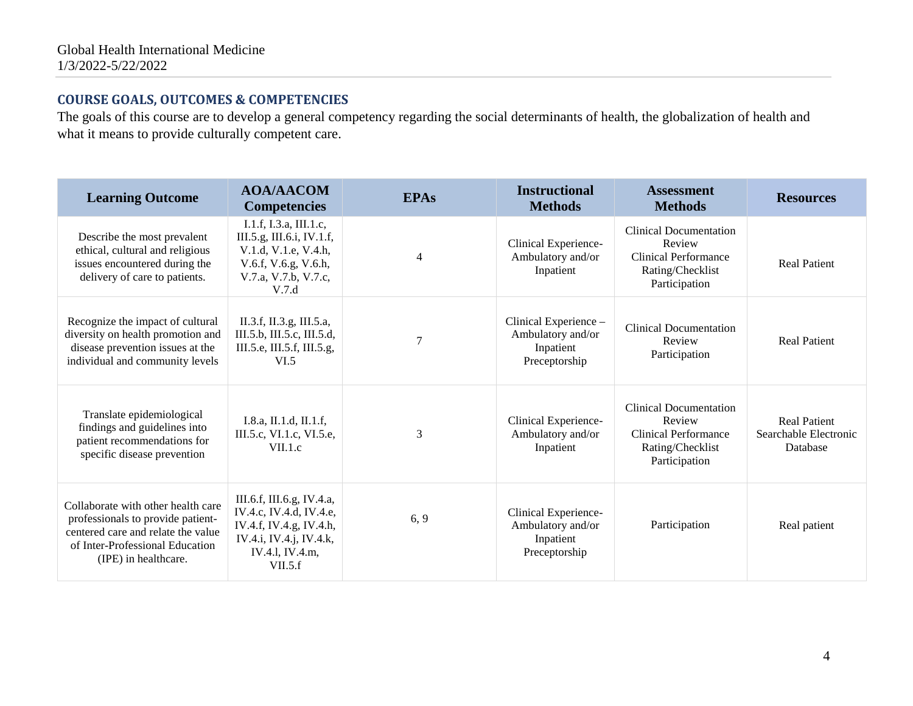## COURSE GOALS, OUTCOMES & COMPETENCIES

The goals of this course are to develop a general competency regarding the social determinants of health, the globalization of health and what it means to provide culturally competent care.

| Learning Outcome | AOA/AACOM Competencies | EPAs | Instructional Methods | Assessment Methods | Resources |
|---|---|---|---|---|---|
| Describe the most prevalent ethical, cultural and religious issues encountered during the delivery of care to patients. | I.1.f, I.3.a, III.1.c, III.5.g, III.6.i, IV.1.f, V.1.d, V.1.e, V.4.h, V.6.f, V.6.g, V.6.h, V.7.a, V.7.b, V.7.c, V.7.d | 4 | Clinical Experience- Ambulatory and/or Inpatient | Clinical Documentation Review<br>Clinical Performance Rating/Checklist<br>Participation | Real Patient |
| Recognize the impact of cultural diversity on health promotion and disease prevention issues at the individual and community levels | II.3.f, II.3.g, III.5.a, III.5.b, III.5.c, III.5.d, III.5.e, III.5.f, III.5.g, VI.5 | 7 | Clinical Experience – Ambulatory and/or Inpatient Preceptorship | Clinical Documentation Review<br>Participation | Real Patient |
| Translate epidemiological findings and guidelines into patient recommendations for specific disease prevention | I.8.a, II.1.d, II.1.f, III.5.c, VI.1.c, VI.5.e, VII.1.c | 3 | Clinical Experience- Ambulatory and/or Inpatient | Clinical Documentation Review<br>Clinical Performance Rating/Checklist<br>Participation | Real Patient<br>Searchable Electronic Database |
| Collaborate with other health care professionals to provide patient-centered care and relate the value of Inter-Professional Education (IPE) in healthcare. | III.6.f, III.6.g, IV.4.a, IV.4.c, IV.4.d, IV.4.e, IV.4.f, IV.4.g, IV.4.h, IV.4.i, IV.4.j, IV.4.k, IV.4.l, IV.4.m, VII.5.f | 6, 9 | Clinical Experience- Ambulatory and/or Inpatient Preceptorship | Participation | Real patient |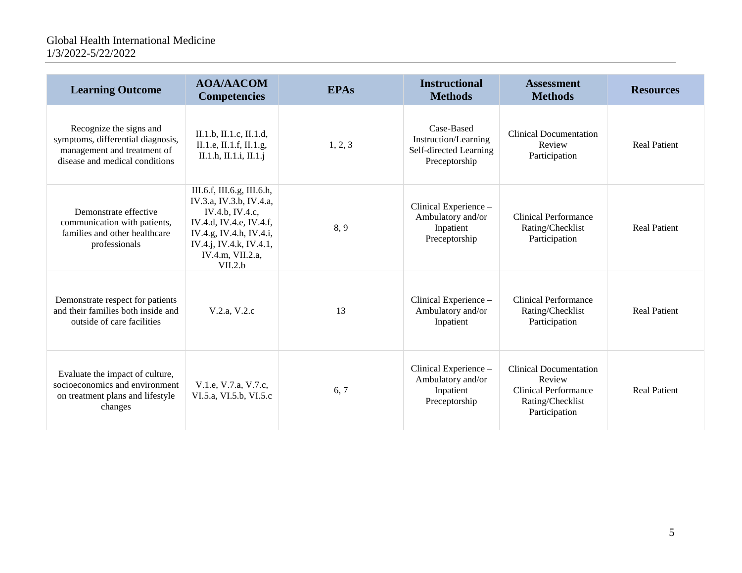| Learning Outcome | AOA/AACOM Competencies | EPAs | Instructional Methods | Assessment Methods | Resources |
|---|---|---|---|---|---|
| Recognize the signs and symptoms, differential diagnosis, management and treatment of disease and medical conditions | II.1.b, II.1.c, II.1.d, II.1.e, II.1.f, II.1.g, II.1.h, II.1.i, II.1.j | 1, 2, 3 | Case-Based Instruction/Learning<br>Self-directed Learning<br>Preceptorship | Clinical Documentation Review<br>Participation | Real Patient |
| Demonstrate effective communication with patients, families and other healthcare professionals | III.6.f, III.6.g, III.6.h, IV.3.a, IV.3.b, IV.4.a, IV.4.b, IV.4.c, IV.4.d, IV.4.e, IV.4.f, IV.4.g, IV.4.h, IV.4.i, IV.4.j, IV.4.k, IV.4.1, IV.4.m, VII.2.a, VII.2.b | 8, 9 | Clinical Experience – Ambulatory and/or Inpatient<br>Preceptorship | Clinical Performance Rating/Checklist<br>Participation | Real Patient |
| Demonstrate respect for patients and their families both inside and outside of care facilities | V.2.a, V.2.c | 13 | Clinical Experience – Ambulatory and/or Inpatient | Clinical Performance Rating/Checklist<br>Participation | Real Patient |
| Evaluate the impact of culture, socioeconomics and environment on treatment plans and lifestyle changes | V.1.e, V.7.a, V.7.c, VI.5.a, VI.5.b, VI.5.c | 6, 7 | Clinical Experience – Ambulatory and/or Inpatient<br>Preceptorship | Clinical Documentation Review<br>Clinical Performance Rating/Checklist<br>Participation | Real Patient |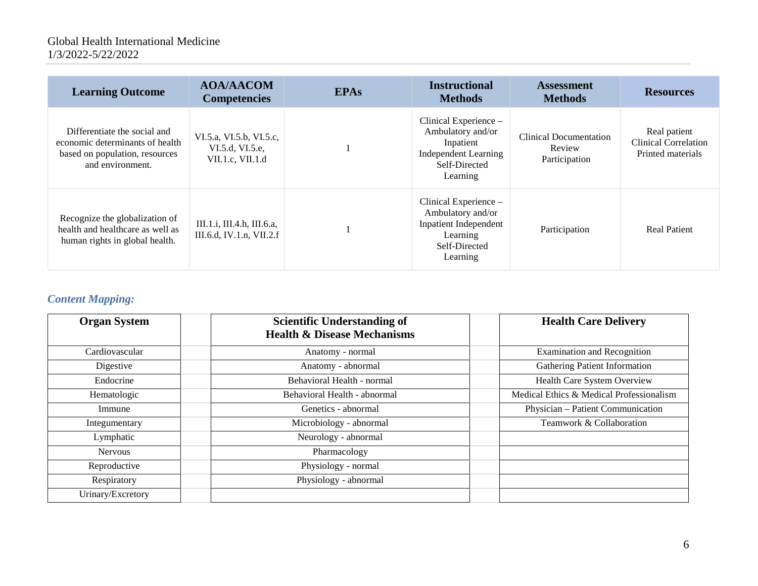| Learning Outcome | AOA/AACOM Competencies | EPAs | Instructional Methods | Assessment Methods | Resources |
|---|---|---|---|---|---|
| Differentiate the social and economic determinants of health based on population, resources and environment. | VI.5.a, VI.5.b, VI.5.c, VI.5.d, VI.5.e, VII.1.c, VII.1.d | 1 | Clinical Experience – Ambulatory and/or Inpatient Independent Learning Self-Directed Learning | Clinical Documentation Review Participation | Real patient Clinical Correlation Printed materials |
| Recognize the globalization of health and healthcare as well as human rights in global health. | III.1.i, III.4.h, III.6.a, III.6.d, IV.1.n, VII.2.f | 1 | Clinical Experience – Ambulatory and/or Inpatient Independent Learning Self-Directed Learning | Participation | Real Patient |

### *Content Mapping:*

| Organ System | Scientific Understanding of Health & Disease Mechanisms | Health Care Delivery |
|---|---|---|
| Cardiovascular | Anatomy - normal | Examination and Recognition |
| Digestive | Anatomy - abnormal | Gathering Patient Information |
| Endocrine | Behavioral Health - normal | Health Care System Overview |
| Hematologic | Behavioral Health - abnormal | Medical Ethics & Medical Professionalism |
| Immune | Genetics - abnormal | Physician – Patient Communication |
| Integumentary | Microbiology - abnormal | Teamwork & Collaboration |
| Lymphatic | Neurology - abnormal | |
| Nervous | Pharmacology | |
| Reproductive | Physiology - normal | |
| Respiratory | Physiology - abnormal | |
| Urinary/Excretory | | |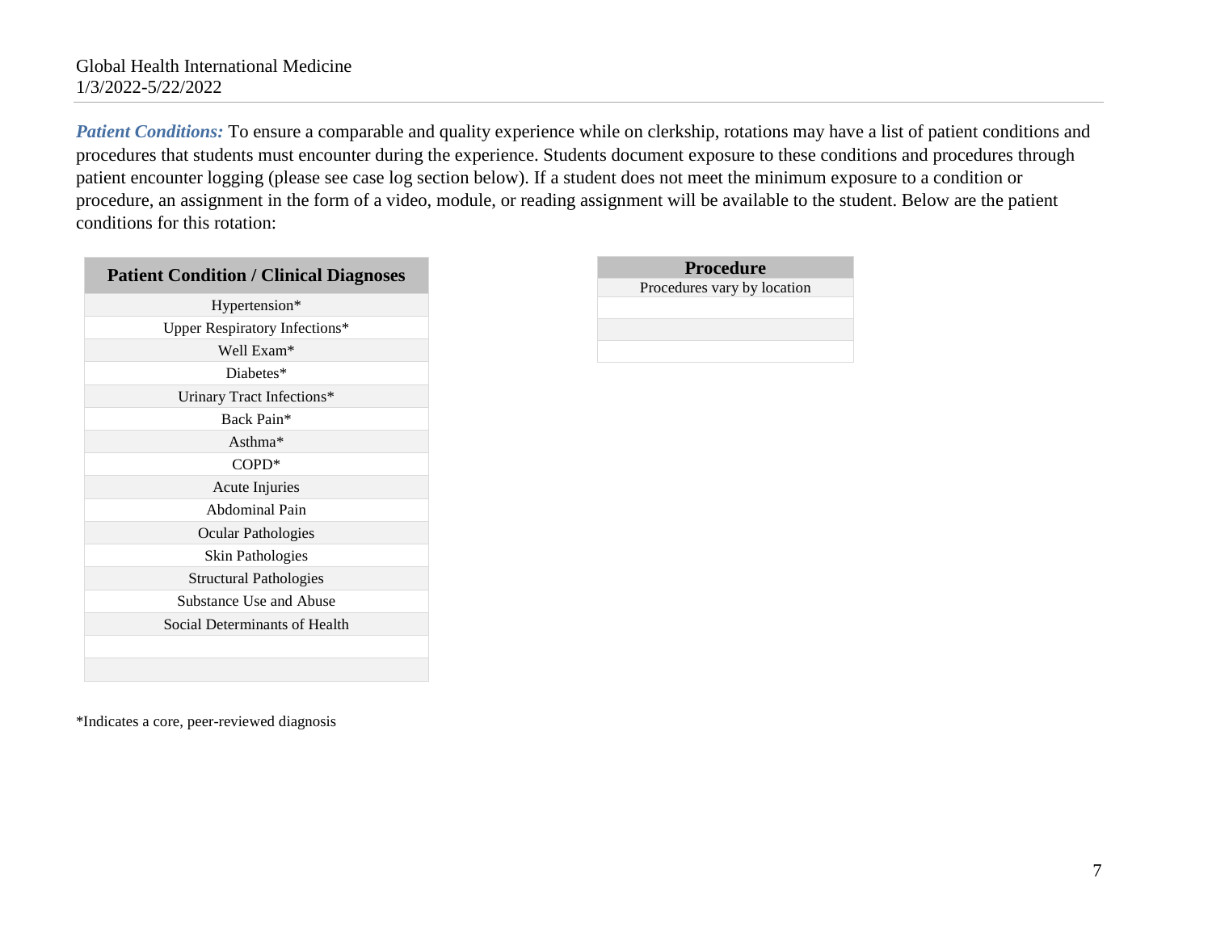Global Health International Medicine
1/3/2022-5/22/2022

***Patient Conditions:*** To ensure a comparable and quality experience while on clerkship, rotations may have a list of patient conditions and procedures that students must encounter during the experience. Students document exposure to these conditions and procedures through patient encounter logging (please see case log section below). If a student does not meet the minimum exposure to a condition or procedure, an assignment in the form of a video, module, or reading assignment will be available to the student. Below are the patient conditions for this rotation:

| Patient Condition / Clinical Diagnoses |
|---|
| Hypertension* |
| Upper Respiratory Infections* |
| Well Exam* |
| Diabetes* |
| Urinary Tract Infections* |
| Back Pain* |
| Asthma* |
| COPD* |
| Acute Injuries |
| Abdominal Pain |
| Ocular Pathologies |
| Skin Pathologies |
| Structural Pathologies |
| Substance Use and Abuse |
| Social Determinants of Health |
| |
| |

| Procedure |
|---|
| Procedures vary by location |
| |
| |
| |

*Indicates a core, peer-reviewed diagnosis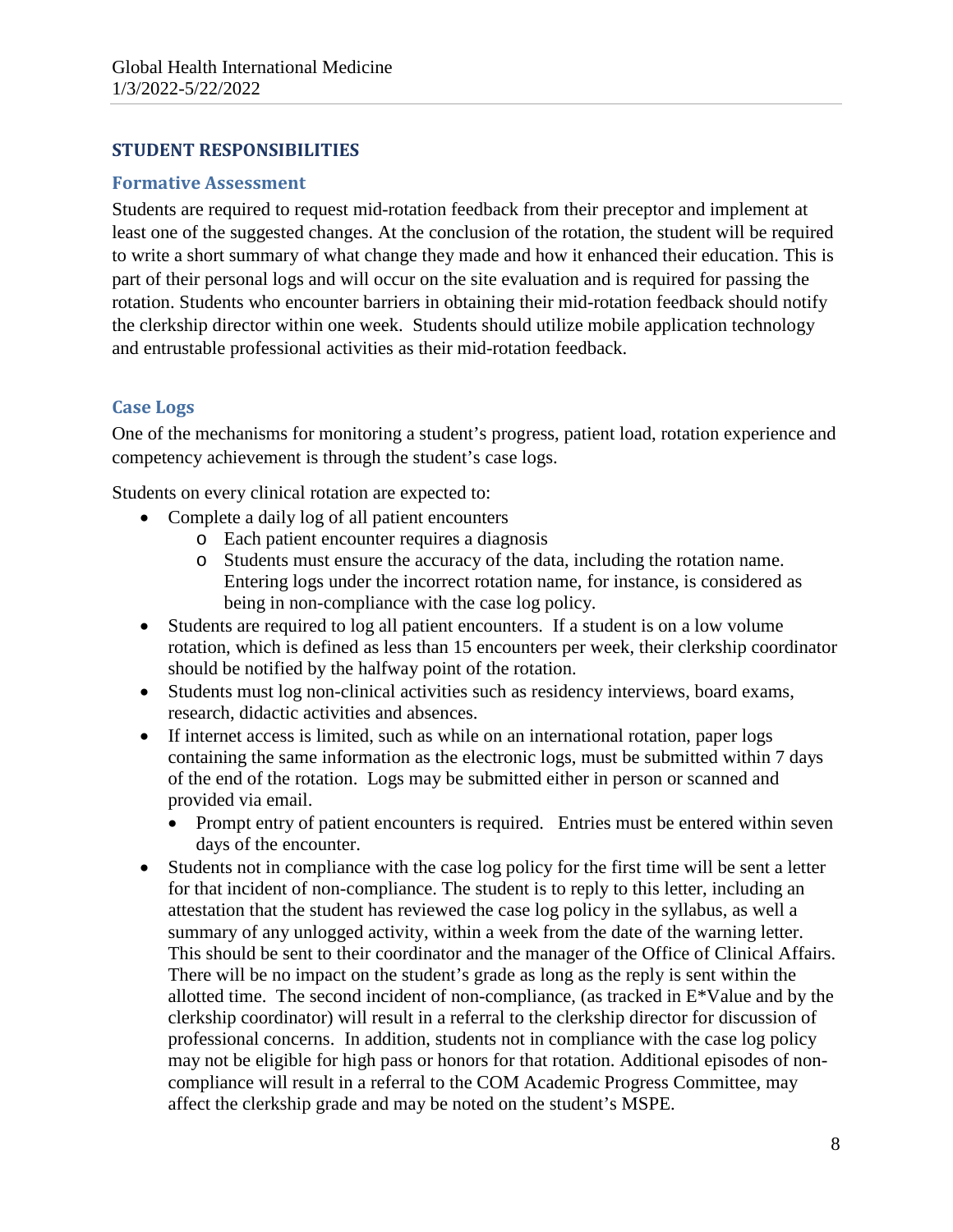## STUDENT RESPONSIBILITIES

### Formative Assessment

Students are required to request mid-rotation feedback from their preceptor and implement at least one of the suggested changes. At the conclusion of the rotation, the student will be required to write a short summary of what change they made and how it enhanced their education. This is part of their personal logs and will occur on the site evaluation and is required for passing the rotation. Students who encounter barriers in obtaining their mid-rotation feedback should notify the clerkship director within one week. Students should utilize mobile application technology and entrustable professional activities as their mid-rotation feedback.

### Case Logs

One of the mechanisms for monitoring a student's progress, patient load, rotation experience and competency achievement is through the student's case logs.

Students on every clinical rotation are expected to:

- Complete a daily log of all patient encounters
  - Each patient encounter requires a diagnosis
  - Students must ensure the accuracy of the data, including the rotation name. Entering logs under the incorrect rotation name, for instance, is considered as being in non-compliance with the case log policy.
- Students are required to log all patient encounters. If a student is on a low volume rotation, which is defined as less than 15 encounters per week, their clerkship coordinator should be notified by the halfway point of the rotation.
- Students must log non-clinical activities such as residency interviews, board exams, research, didactic activities and absences.
- If internet access is limited, such as while on an international rotation, paper logs containing the same information as the electronic logs, must be submitted within 7 days of the end of the rotation. Logs may be submitted either in person or scanned and provided via email.
  - Prompt entry of patient encounters is required. Entries must be entered within seven days of the encounter.
- Students not in compliance with the case log policy for the first time will be sent a letter for that incident of non-compliance. The student is to reply to this letter, including an attestation that the student has reviewed the case log policy in the syllabus, as well a summary of any unlogged activity, within a week from the date of the warning letter. This should be sent to their coordinator and the manager of the Office of Clinical Affairs. There will be no impact on the student's grade as long as the reply is sent within the allotted time. The second incident of non-compliance, (as tracked in E*Value and by the clerkship coordinator) will result in a referral to the clerkship director for discussion of professional concerns. In addition, students not in compliance with the case log policy may not be eligible for high pass or honors for that rotation. Additional episodes of non-compliance will result in a referral to the COM Academic Progress Committee, may affect the clerkship grade and may be noted on the student's MSPE.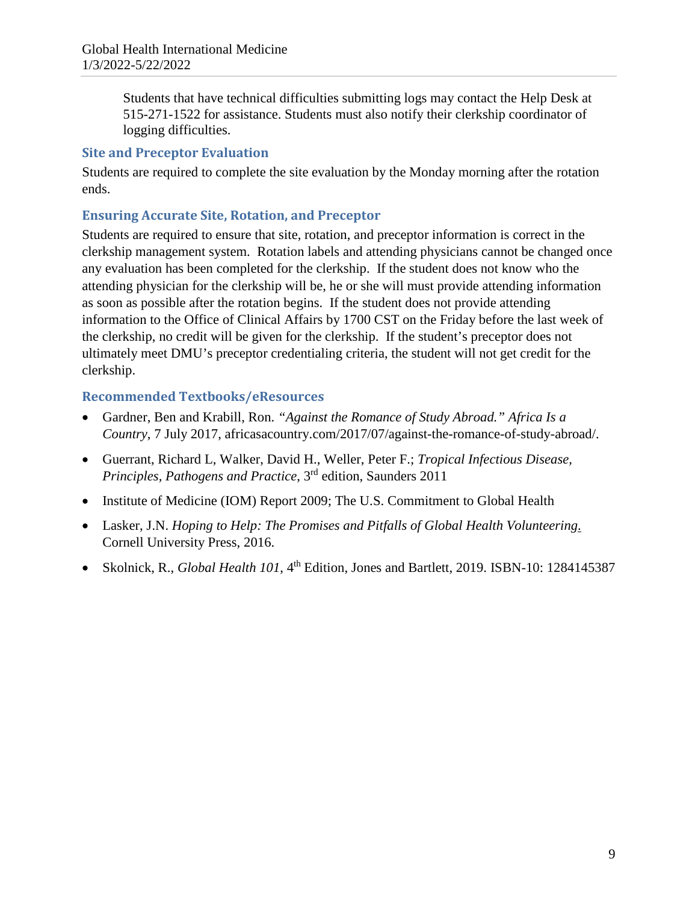Students that have technical difficulties submitting logs may contact the Help Desk at 515-271-1522 for assistance. Students must also notify their clerkship coordinator of logging difficulties.

### Site and Preceptor Evaluation

Students are required to complete the site evaluation by the Monday morning after the rotation ends.

### Ensuring Accurate Site, Rotation, and Preceptor

Students are required to ensure that site, rotation, and preceptor information is correct in the clerkship management system. Rotation labels and attending physicians cannot be changed once any evaluation has been completed for the clerkship. If the student does not know who the attending physician for the clerkship will be, he or she will must provide attending information as soon as possible after the rotation begins. If the student does not provide attending information to the Office of Clinical Affairs by 1700 CST on the Friday before the last week of the clerkship, no credit will be given for the clerkship. If the student's preceptor does not ultimately meet DMU's preceptor credentialing criteria, the student will not get credit for the clerkship.

### Recommended Textbooks/eResources

- Gardner, Ben and Krabill, Ron. *"Against the Romance of Study Abroad." Africa Is a Country*, 7 July 2017, africasacountry.com/2017/07/against-the-romance-of-study-abroad/.
- Guerrant, Richard L, Walker, David H., Weller, Peter F.; *Tropical Infectious Disease, Principles, Pathogens and Practice*, 3rd edition, Saunders 2011
- Institute of Medicine (IOM) Report 2009; The U.S. Commitment to Global Health
- Lasker, J.N. *Hoping to Help: The Promises and Pitfalls of Global Health Volunteering.* Cornell University Press, 2016.
- Skolnick, R., *Global Health 101*, 4th Edition, Jones and Bartlett, 2019. ISBN-10: 1284145387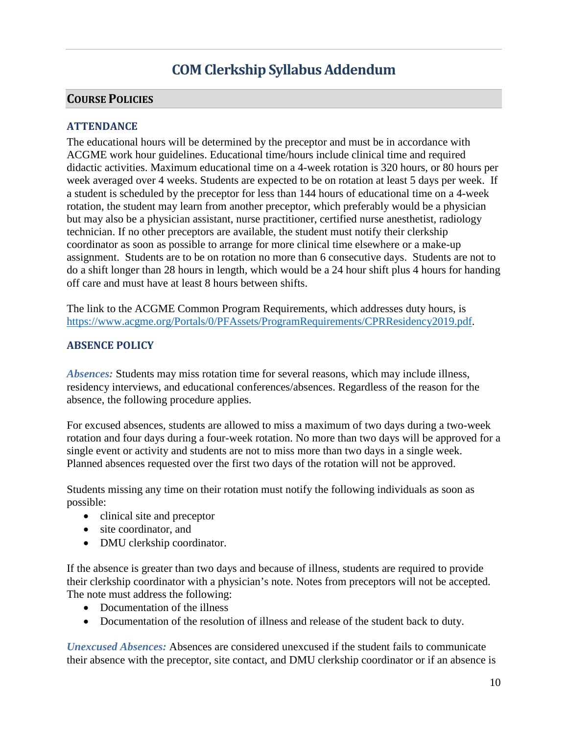# COM Clerkship Syllabus Addendum

## Course Policies

### ATTENDANCE

The educational hours will be determined by the preceptor and must be in accordance with ACGME work hour guidelines. Educational time/hours include clinical time and required didactic activities. Maximum educational time on a 4-week rotation is 320 hours, or 80 hours per week averaged over 4 weeks. Students are expected to be on rotation at least 5 days per week. If a student is scheduled by the preceptor for less than 144 hours of educational time on a 4-week rotation, the student may learn from another preceptor, which preferably would be a physician but may also be a physician assistant, nurse practitioner, certified nurse anesthetist, radiology technician. If no other preceptors are available, the student must notify their clerkship coordinator as soon as possible to arrange for more clinical time elsewhere or a make-up assignment. Students are to be on rotation no more than 6 consecutive days. Students are not to do a shift longer than 28 hours in length, which would be a 24 hour shift plus 4 hours for handing off care and must have at least 8 hours between shifts.

The link to the ACGME Common Program Requirements, which addresses duty hours, is [https://www.acgme.org/Portals/0/PFAssets/ProgramRequirements/CPRResidency2019.pdf](https://www.acgme.org/Portals/0/PFAssets/ProgramRequirements/CPRResidency2019.pdf).

### ABSENCE POLICY

***Absences:*** Students may miss rotation time for several reasons, which may include illness, residency interviews, and educational conferences/absences. Regardless of the reason for the absence, the following procedure applies.

For excused absences, students are allowed to miss a maximum of two days during a two-week rotation and four days during a four-week rotation. No more than two days will be approved for a single event or activity and students are not to miss more than two days in a single week. Planned absences requested over the first two days of the rotation will not be approved.

Students missing any time on their rotation must notify the following individuals as soon as possible:

- clinical site and preceptor
- site coordinator, and
- DMU clerkship coordinator.

If the absence is greater than two days and because of illness, students are required to provide their clerkship coordinator with a physician's note. Notes from preceptors will not be accepted. The note must address the following:

- Documentation of the illness
- Documentation of the resolution of illness and release of the student back to duty.

***Unexcused Absences:*** Absences are considered unexcused if the student fails to communicate their absence with the preceptor, site contact, and DMU clerkship coordinator or if an absence is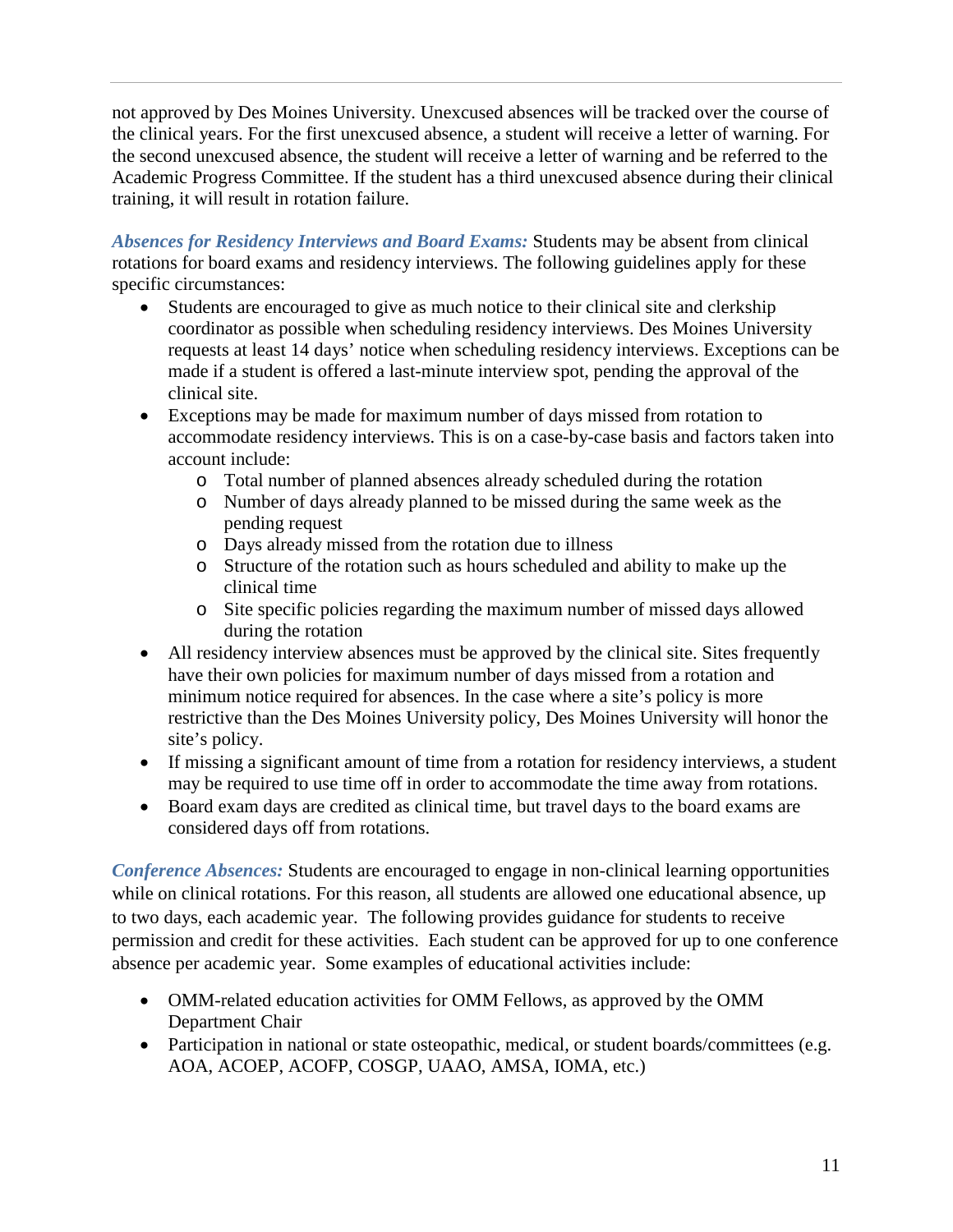not approved by Des Moines University. Unexcused absences will be tracked over the course of the clinical years. For the first unexcused absence, a student will receive a letter of warning. For the second unexcused absence, the student will receive a letter of warning and be referred to the Academic Progress Committee. If the student has a third unexcused absence during their clinical training, it will result in rotation failure.

***Absences for Residency Interviews and Board Exams:*** Students may be absent from clinical rotations for board exams and residency interviews. The following guidelines apply for these specific circumstances:

- Students are encouraged to give as much notice to their clinical site and clerkship coordinator as possible when scheduling residency interviews. Des Moines University requests at least 14 days' notice when scheduling residency interviews. Exceptions can be made if a student is offered a last-minute interview spot, pending the approval of the clinical site.
- Exceptions may be made for maximum number of days missed from rotation to accommodate residency interviews. This is on a case-by-case basis and factors taken into account include:
    - Total number of planned absences already scheduled during the rotation
    - Number of days already planned to be missed during the same week as the pending request
    - Days already missed from the rotation due to illness
    - Structure of the rotation such as hours scheduled and ability to make up the clinical time
    - Site specific policies regarding the maximum number of missed days allowed during the rotation
- All residency interview absences must be approved by the clinical site. Sites frequently have their own policies for maximum number of days missed from a rotation and minimum notice required for absences. In the case where a site's policy is more restrictive than the Des Moines University policy, Des Moines University will honor the site's policy.
- If missing a significant amount of time from a rotation for residency interviews, a student may be required to use time off in order to accommodate the time away from rotations.
- Board exam days are credited as clinical time, but travel days to the board exams are considered days off from rotations.

***Conference Absences:*** Students are encouraged to engage in non-clinical learning opportunities while on clinical rotations. For this reason, all students are allowed one educational absence, up to two days, each academic year. The following provides guidance for students to receive permission and credit for these activities. Each student can be approved for up to one conference absence per academic year. Some examples of educational activities include:

- OMM-related education activities for OMM Fellows, as approved by the OMM Department Chair
- Participation in national or state osteopathic, medical, or student boards/committees (e.g. AOA, ACOEP, ACOFP, COSGP, UAAO, AMSA, IOMA, etc.)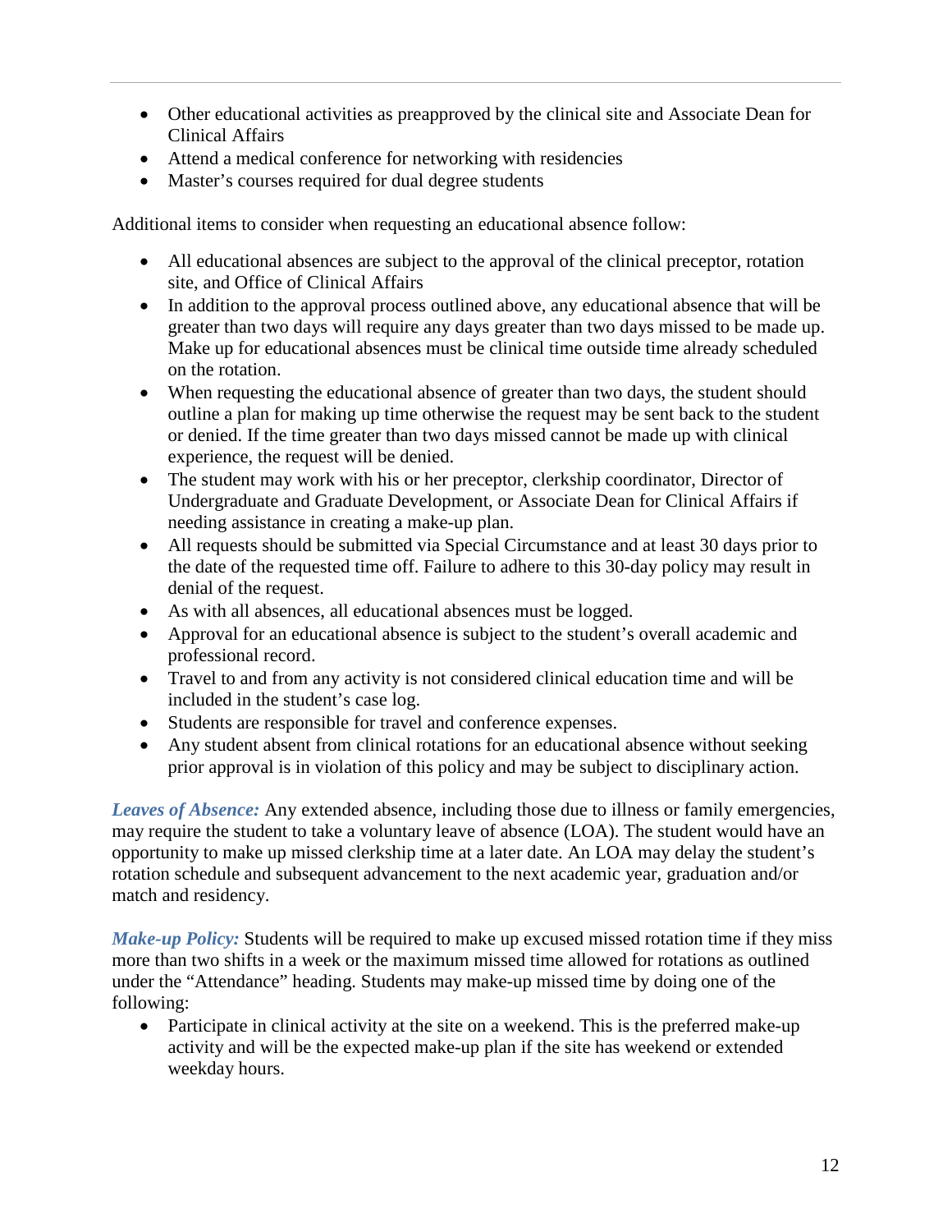- Other educational activities as preapproved by the clinical site and Associate Dean for Clinical Affairs
- Attend a medical conference for networking with residencies
- Master's courses required for dual degree students

Additional items to consider when requesting an educational absence follow:

- All educational absences are subject to the approval of the clinical preceptor, rotation site, and Office of Clinical Affairs
- In addition to the approval process outlined above, any educational absence that will be greater than two days will require any days greater than two days missed to be made up. Make up for educational absences must be clinical time outside time already scheduled on the rotation.
- When requesting the educational absence of greater than two days, the student should outline a plan for making up time otherwise the request may be sent back to the student or denied. If the time greater than two days missed cannot be made up with clinical experience, the request will be denied.
- The student may work with his or her preceptor, clerkship coordinator, Director of Undergraduate and Graduate Development, or Associate Dean for Clinical Affairs if needing assistance in creating a make-up plan.
- All requests should be submitted via Special Circumstance and at least 30 days prior to the date of the requested time off. Failure to adhere to this 30-day policy may result in denial of the request.
- As with all absences, all educational absences must be logged.
- Approval for an educational absence is subject to the student's overall academic and professional record.
- Travel to and from any activity is not considered clinical education time and will be included in the student's case log.
- Students are responsible for travel and conference expenses.
- Any student absent from clinical rotations for an educational absence without seeking prior approval is in violation of this policy and may be subject to disciplinary action.

***Leaves of Absence:*** Any extended absence, including those due to illness or family emergencies, may require the student to take a voluntary leave of absence (LOA). The student would have an opportunity to make up missed clerkship time at a later date. An LOA may delay the student's rotation schedule and subsequent advancement to the next academic year, graduation and/or match and residency.

***Make-up Policy:*** Students will be required to make up excused missed rotation time if they miss more than two shifts in a week or the maximum missed time allowed for rotations as outlined under the "Attendance" heading. Students may make-up missed time by doing one of the following:

- Participate in clinical activity at the site on a weekend. This is the preferred make-up activity and will be the expected make-up plan if the site has weekend or extended weekday hours.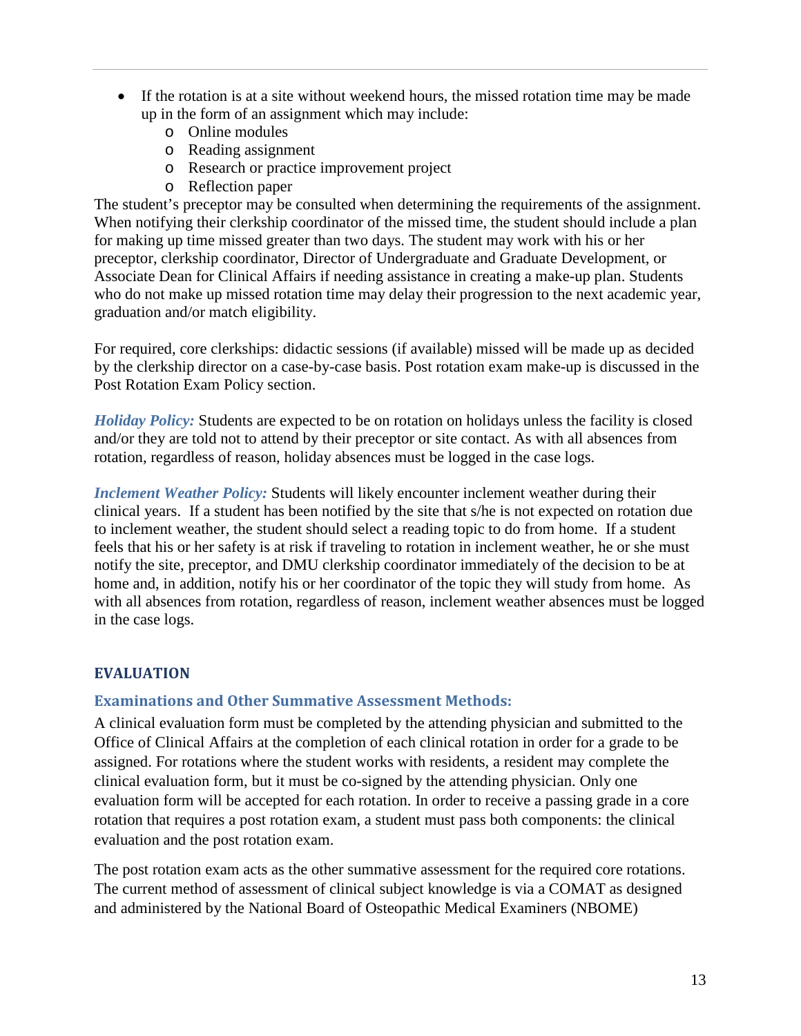- If the rotation is at a site without weekend hours, the missed rotation time may be made up in the form of an assignment which may include:
  - Online modules
  - Reading assignment
  - Research or practice improvement project
  - Reflection paper

The student's preceptor may be consulted when determining the requirements of the assignment. When notifying their clerkship coordinator of the missed time, the student should include a plan for making up time missed greater than two days. The student may work with his or her preceptor, clerkship coordinator, Director of Undergraduate and Graduate Development, or Associate Dean for Clinical Affairs if needing assistance in creating a make-up plan. Students who do not make up missed rotation time may delay their progression to the next academic year, graduation and/or match eligibility.

For required, core clerkships: didactic sessions (if available) missed will be made up as decided by the clerkship director on a case-by-case basis. Post rotation exam make-up is discussed in the Post Rotation Exam Policy section.

***Holiday Policy:*** Students are expected to be on rotation on holidays unless the facility is closed and/or they are told not to attend by their preceptor or site contact. As with all absences from rotation, regardless of reason, holiday absences must be logged in the case logs.

***Inclement Weather Policy:*** Students will likely encounter inclement weather during their clinical years. If a student has been notified by the site that s/he is not expected on rotation due to inclement weather, the student should select a reading topic to do from home. If a student feels that his or her safety is at risk if traveling to rotation in inclement weather, he or she must notify the site, preceptor, and DMU clerkship coordinator immediately of the decision to be at home and, in addition, notify his or her coordinator of the topic they will study from home. As with all absences from rotation, regardless of reason, inclement weather absences must be logged in the case logs.

## EVALUATION

### Examinations and Other Summative Assessment Methods:

A clinical evaluation form must be completed by the attending physician and submitted to the Office of Clinical Affairs at the completion of each clinical rotation in order for a grade to be assigned. For rotations where the student works with residents, a resident may complete the clinical evaluation form, but it must be co-signed by the attending physician. Only one evaluation form will be accepted for each rotation. In order to receive a passing grade in a core rotation that requires a post rotation exam, a student must pass both components: the clinical evaluation and the post rotation exam.

The post rotation exam acts as the other summative assessment for the required core rotations. The current method of assessment of clinical subject knowledge is via a COMAT as designed and administered by the National Board of Osteopathic Medical Examiners (NBOME)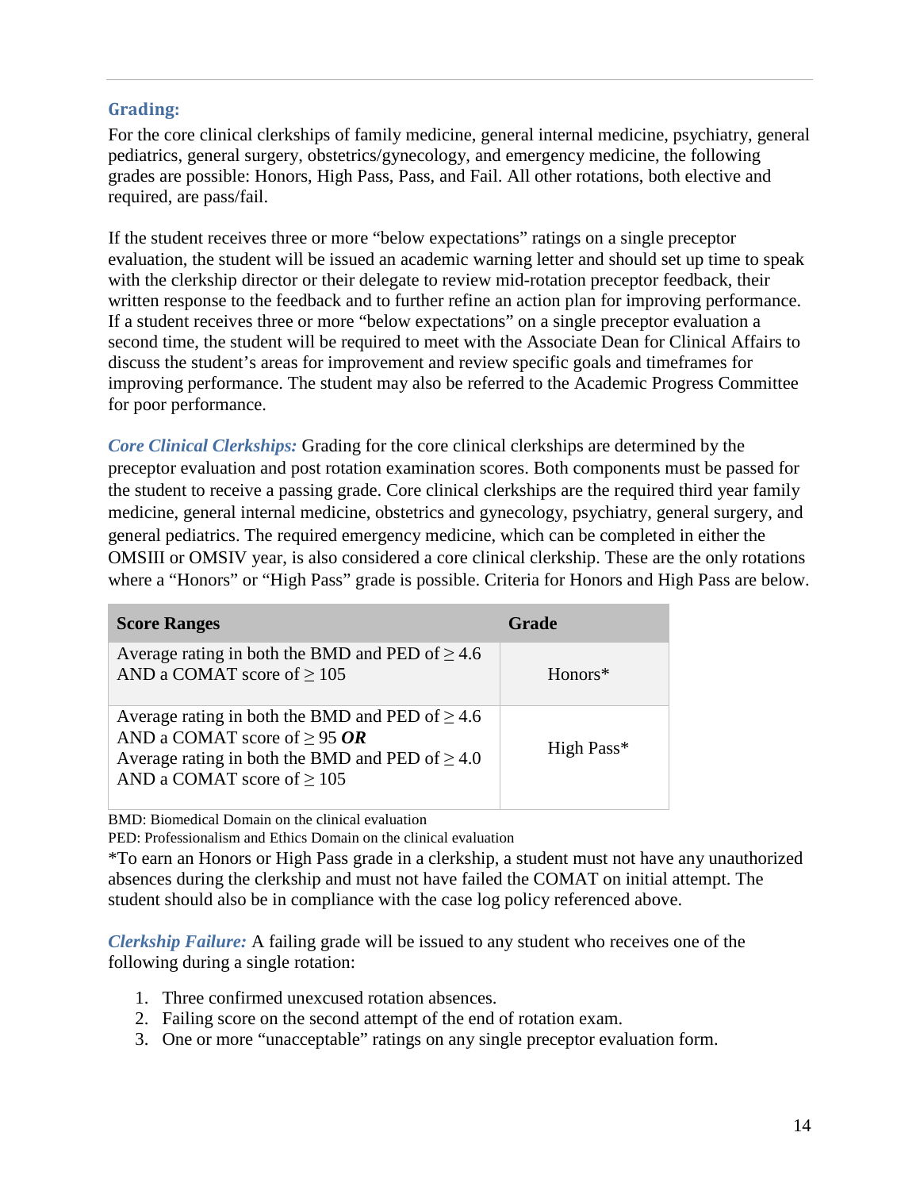## Grading:

For the core clinical clerkships of family medicine, general internal medicine, psychiatry, general pediatrics, general surgery, obstetrics/gynecology, and emergency medicine, the following grades are possible: Honors, High Pass, Pass, and Fail. All other rotations, both elective and required, are pass/fail.

If the student receives three or more "below expectations" ratings on a single preceptor evaluation, the student will be issued an academic warning letter and should set up time to speak with the clerkship director or their delegate to review mid-rotation preceptor feedback, their written response to the feedback and to further refine an action plan for improving performance. If a student receives three or more "below expectations" on a single preceptor evaluation a second time, the student will be required to meet with the Associate Dean for Clinical Affairs to discuss the student's areas for improvement and review specific goals and timeframes for improving performance. The student may also be referred to the Academic Progress Committee for poor performance.

***Core Clinical Clerkships:*** Grading for the core clinical clerkships are determined by the preceptor evaluation and post rotation examination scores. Both components must be passed for the student to receive a passing grade. Core clinical clerkships are the required third year family medicine, general internal medicine, obstetrics and gynecology, psychiatry, general surgery, and general pediatrics. The required emergency medicine, which can be completed in either the OMSIII or OMSIV year, is also considered a core clinical clerkship. These are the only rotations where a "Honors" or "High Pass" grade is possible. Criteria for Honors and High Pass are below.

| Score Ranges | Grade |
|---|---|
| Average rating in both the BMD and PED of ≥ 4.6 AND a COMAT score of ≥ 105 | Honors* |
| Average rating in both the BMD and PED of ≥ 4.6 AND a COMAT score of ≥ 95 ***OR*** Average rating in both the BMD and PED of ≥ 4.0 AND a COMAT score of ≥ 105 | High Pass* |

BMD: Biomedical Domain on the clinical evaluation
PED: Professionalism and Ethics Domain on the clinical evaluation
*To earn an Honors or High Pass grade in a clerkship, a student must not have any unauthorized absences during the clerkship and must not have failed the COMAT on initial attempt. The student should also be in compliance with the case log policy referenced above.

***Clerkship Failure:*** A failing grade will be issued to any student who receives one of the following during a single rotation:

1. Three confirmed unexcused rotation absences.
2. Failing score on the second attempt of the end of rotation exam.
3. One or more "unacceptable" ratings on any single preceptor evaluation form.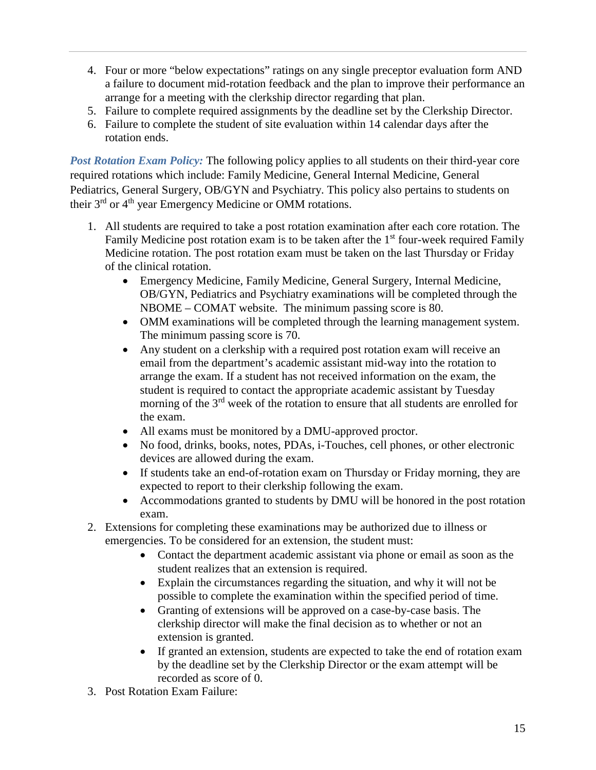4. Four or more "below expectations" ratings on any single preceptor evaluation form AND a failure to document mid-rotation feedback and the plan to improve their performance an arrange for a meeting with the clerkship director regarding that plan.
5. Failure to complete required assignments by the deadline set by the Clerkship Director.
6. Failure to complete the student of site evaluation within 14 calendar days after the rotation ends.

***Post Rotation Exam Policy:*** The following policy applies to all students on their third-year core required rotations which include: Family Medicine, General Internal Medicine, General Pediatrics, General Surgery, OB/GYN and Psychiatry. This policy also pertains to students on their 3rd or 4th year Emergency Medicine or OMM rotations.

1. All students are required to take a post rotation examination after each core rotation. The Family Medicine post rotation exam is to be taken after the 1st four-week required Family Medicine rotation. The post rotation exam must be taken on the last Thursday or Friday of the clinical rotation.
   - Emergency Medicine, Family Medicine, General Surgery, Internal Medicine, OB/GYN, Pediatrics and Psychiatry examinations will be completed through the NBOME – COMAT website. The minimum passing score is 80.
   - OMM examinations will be completed through the learning management system. The minimum passing score is 70.
   - Any student on a clerkship with a required post rotation exam will receive an email from the department's academic assistant mid-way into the rotation to arrange the exam. If a student has not received information on the exam, the student is required to contact the appropriate academic assistant by Tuesday morning of the 3rd week of the rotation to ensure that all students are enrolled for the exam.
   - All exams must be monitored by a DMU-approved proctor.
   - No food, drinks, books, notes, PDAs, i-Touches, cell phones, or other electronic devices are allowed during the exam.
   - If students take an end-of-rotation exam on Thursday or Friday morning, they are expected to report to their clerkship following the exam.
   - Accommodations granted to students by DMU will be honored in the post rotation exam.
2. Extensions for completing these examinations may be authorized due to illness or emergencies. To be considered for an extension, the student must:
   - Contact the department academic assistant via phone or email as soon as the student realizes that an extension is required.
   - Explain the circumstances regarding the situation, and why it will not be possible to complete the examination within the specified period of time.
   - Granting of extensions will be approved on a case-by-case basis. The clerkship director will make the final decision as to whether or not an extension is granted.
   - If granted an extension, students are expected to take the end of rotation exam by the deadline set by the Clerkship Director or the exam attempt will be recorded as score of 0.
3. Post Rotation Exam Failure: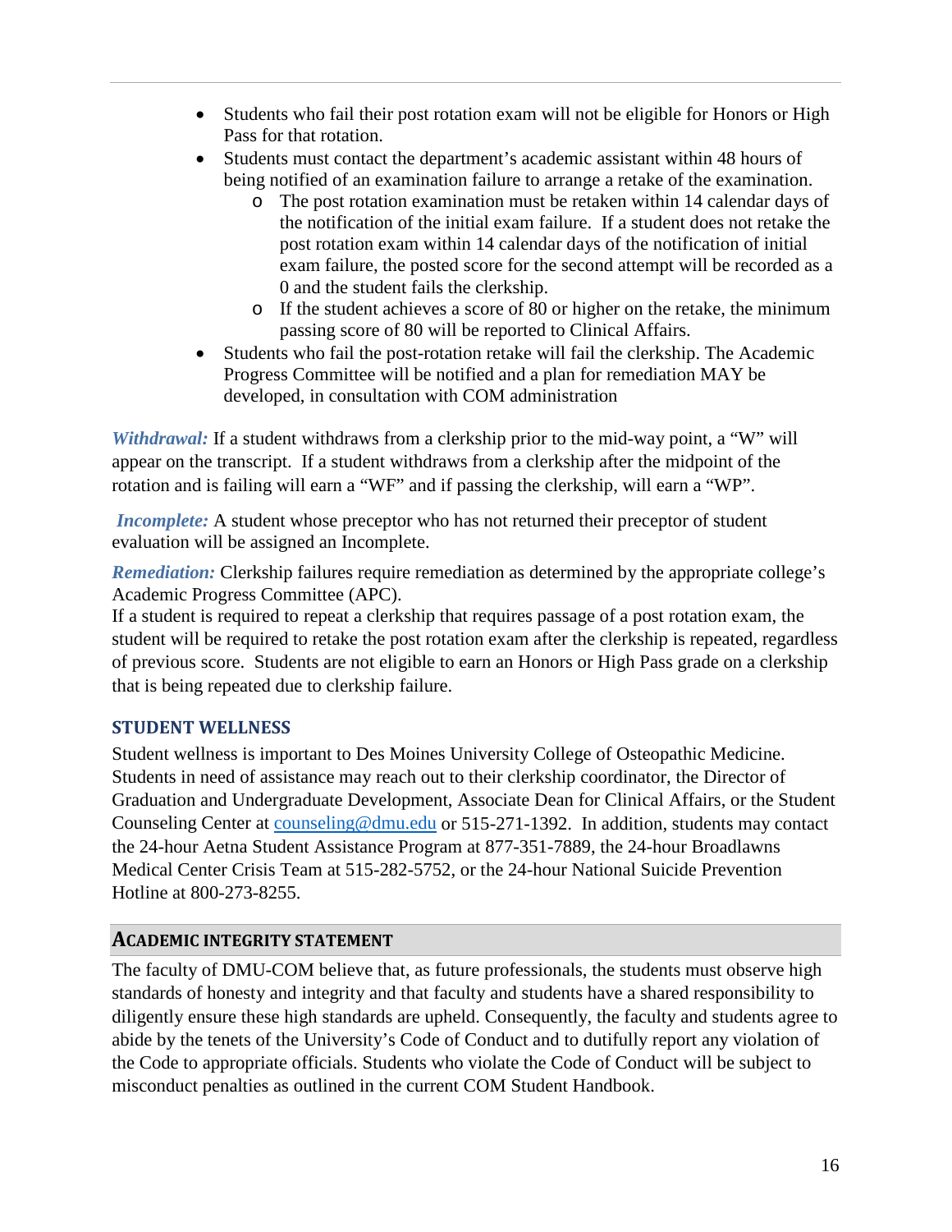- Students who fail their post rotation exam will not be eligible for Honors or High Pass for that rotation.
- Students must contact the department's academic assistant within 48 hours of being notified of an examination failure to arrange a retake of the examination.
  - The post rotation examination must be retaken within 14 calendar days of the notification of the initial exam failure. If a student does not retake the post rotation exam within 14 calendar days of the notification of initial exam failure, the posted score for the second attempt will be recorded as a 0 and the student fails the clerkship.
  - If the student achieves a score of 80 or higher on the retake, the minimum passing score of 80 will be reported to Clinical Affairs.
- Students who fail the post-rotation retake will fail the clerkship. The Academic Progress Committee will be notified and a plan for remediation MAY be developed, in consultation with COM administration

***Withdrawal:*** If a student withdraws from a clerkship prior to the mid-way point, a "W" will appear on the transcript. If a student withdraws from a clerkship after the midpoint of the rotation and is failing will earn a "WF" and if passing the clerkship, will earn a "WP".

***Incomplete:*** A student whose preceptor who has not returned their preceptor of student evaluation will be assigned an Incomplete.

***Remediation:*** Clerkship failures require remediation as determined by the appropriate college's Academic Progress Committee (APC).
If a student is required to repeat a clerkship that requires passage of a post rotation exam, the student will be required to retake the post rotation exam after the clerkship is repeated, regardless of previous score. Students are not eligible to earn an Honors or High Pass grade on a clerkship that is being repeated due to clerkship failure.

## STUDENT WELLNESS

Student wellness is important to Des Moines University College of Osteopathic Medicine. Students in need of assistance may reach out to their clerkship coordinator, the Director of Graduation and Undergraduate Development, Associate Dean for Clinical Affairs, or the Student Counseling Center at counseling@dmu.edu or 515-271-1392. In addition, students may contact the 24-hour Aetna Student Assistance Program at 877-351-7889, the 24-hour Broadlawns Medical Center Crisis Team at 515-282-5752, or the 24-hour National Suicide Prevention Hotline at 800-273-8255.

## ACADEMIC INTEGRITY STATEMENT

The faculty of DMU-COM believe that, as future professionals, the students must observe high standards of honesty and integrity and that faculty and students have a shared responsibility to diligently ensure these high standards are upheld. Consequently, the faculty and students agree to abide by the tenets of the University's Code of Conduct and to dutifully report any violation of the Code to appropriate officials. Students who violate the Code of Conduct will be subject to misconduct penalties as outlined in the current COM Student Handbook.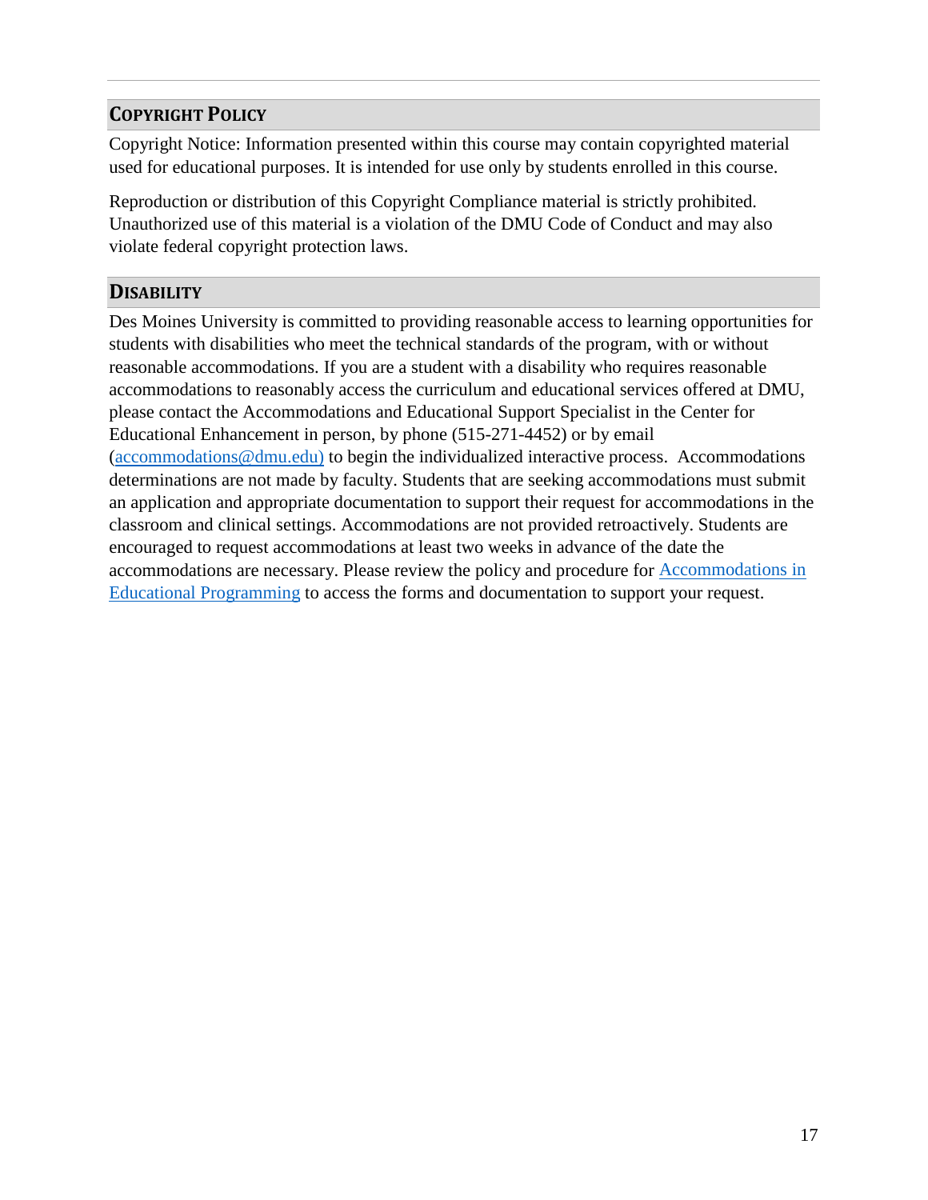## COPYRIGHT POLICY

Copyright Notice: Information presented within this course may contain copyrighted material used for educational purposes. It is intended for use only by students enrolled in this course.

Reproduction or distribution of this Copyright Compliance material is strictly prohibited. Unauthorized use of this material is a violation of the DMU Code of Conduct and may also violate federal copyright protection laws.

## DISABILITY

Des Moines University is committed to providing reasonable access to learning opportunities for students with disabilities who meet the technical standards of the program, with or without reasonable accommodations. If you are a student with a disability who requires reasonable accommodations to reasonably access the curriculum and educational services offered at DMU, please contact the Accommodations and Educational Support Specialist in the Center for Educational Enhancement in person, by phone (515-271-4452) or by email (accommodations@dmu.edu) to begin the individualized interactive process. Accommodations determinations are not made by faculty. Students that are seeking accommodations must submit an application and appropriate documentation to support their request for accommodations in the classroom and clinical settings. Accommodations are not provided retroactively. Students are encouraged to request accommodations at least two weeks in advance of the date the accommodations are necessary. Please review the policy and procedure for Accommodations in Educational Programming to access the forms and documentation to support your request.